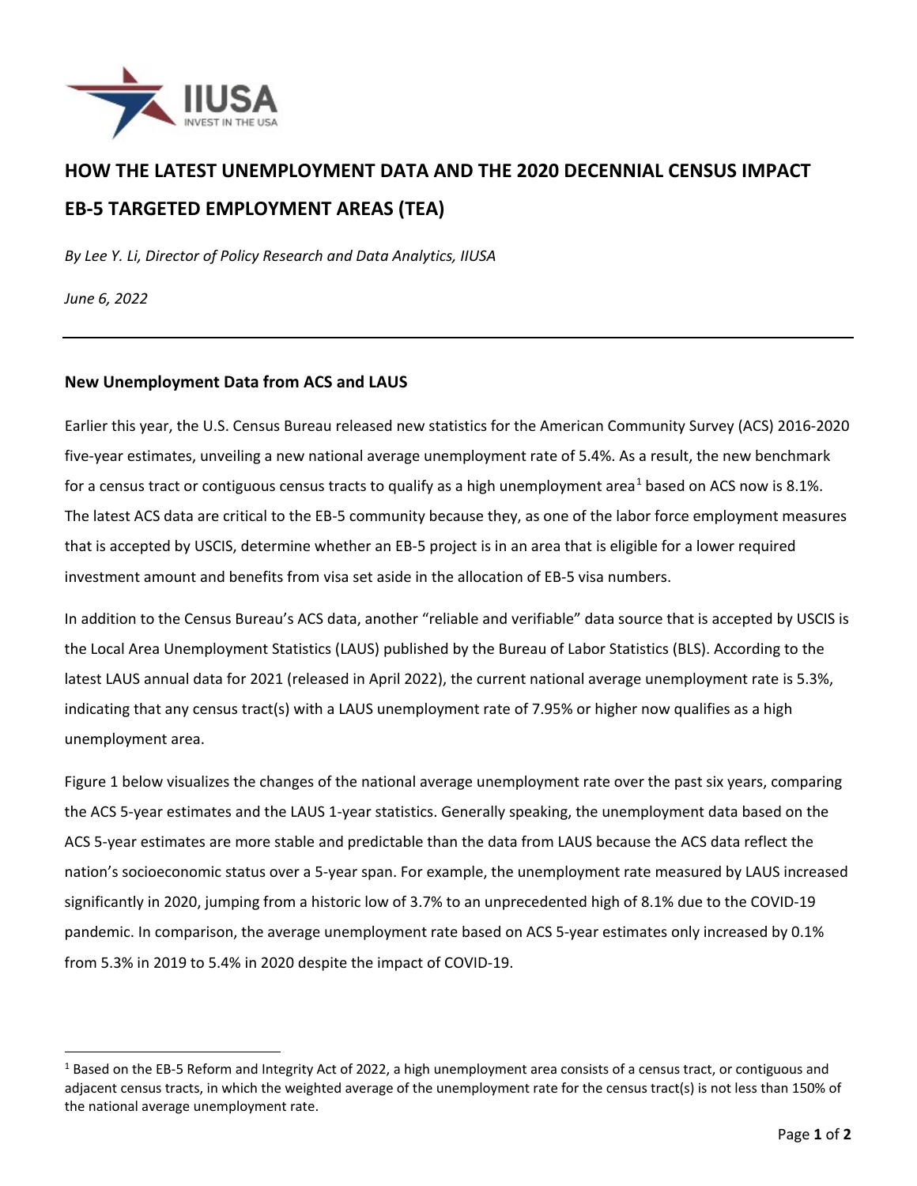# HOW THE LATEST UNEMPLOYMENT DATA AND THE 2020 DECENNIAL CENSUS IMPACT EB-5 TARGETED EMPLOYMENT AREAS (TEA)

*By Lee Y. Li, Director of Policy Research and Data Analytics, IIUSA*

*June 6, 2022*

---

### New Unemployment Data from ACS and LAUS

Earlier this year, the U.S. Census Bureau released new statistics for the American Community Survey (ACS) 2016-2020 five-year estimates, unveiling a new national average unemployment rate of 5.4%. As a result, the new benchmark for a census tract or contiguous census tracts to qualify as a high unemployment area[1] based on ACS now is 8.1%. The latest ACS data are critical to the EB-5 community because they, as one of the labor force employment measures that is accepted by USCIS, determine whether an EB-5 project is in an area that is eligible for a lower required investment amount and benefits from visa set aside in the allocation of EB-5 visa numbers.

In addition to the Census Bureau's ACS data, another "reliable and verifiable" data source that is accepted by USCIS is the Local Area Unemployment Statistics (LAUS) published by the Bureau of Labor Statistics (BLS). According to the latest LAUS annual data for 2021 (released in April 2022), the current national average unemployment rate is 5.3%, indicating that any census tract(s) with a LAUS unemployment rate of 7.95% or higher now qualifies as a high unemployment area.

Figure 1 below visualizes the changes of the national average unemployment rate over the past six years, comparing the ACS 5-year estimates and the LAUS 1-year statistics. Generally speaking, the unemployment data based on the ACS 5-year estimates are more stable and predictable than the data from LAUS because the ACS data reflect the nation's socioeconomic status over a 5-year span. For example, the unemployment rate measured by LAUS increased significantly in 2020, jumping from a historic low of 3.7% to an unprecedented high of 8.1% due to the COVID-19 pandemic. In comparison, the average unemployment rate based on ACS 5-year estimates only increased by 0.1% from 5.3% in 2019 to 5.4% in 2020 despite the impact of COVID-19.

---

[1] Based on the EB-5 Reform and Integrity Act of 2022, a high unemployment area consists of a census tract, or contiguous and adjacent census tracts, in which the weighted average of the unemployment rate for the census tract(s) is not less than 150% of the national average unemployment rate.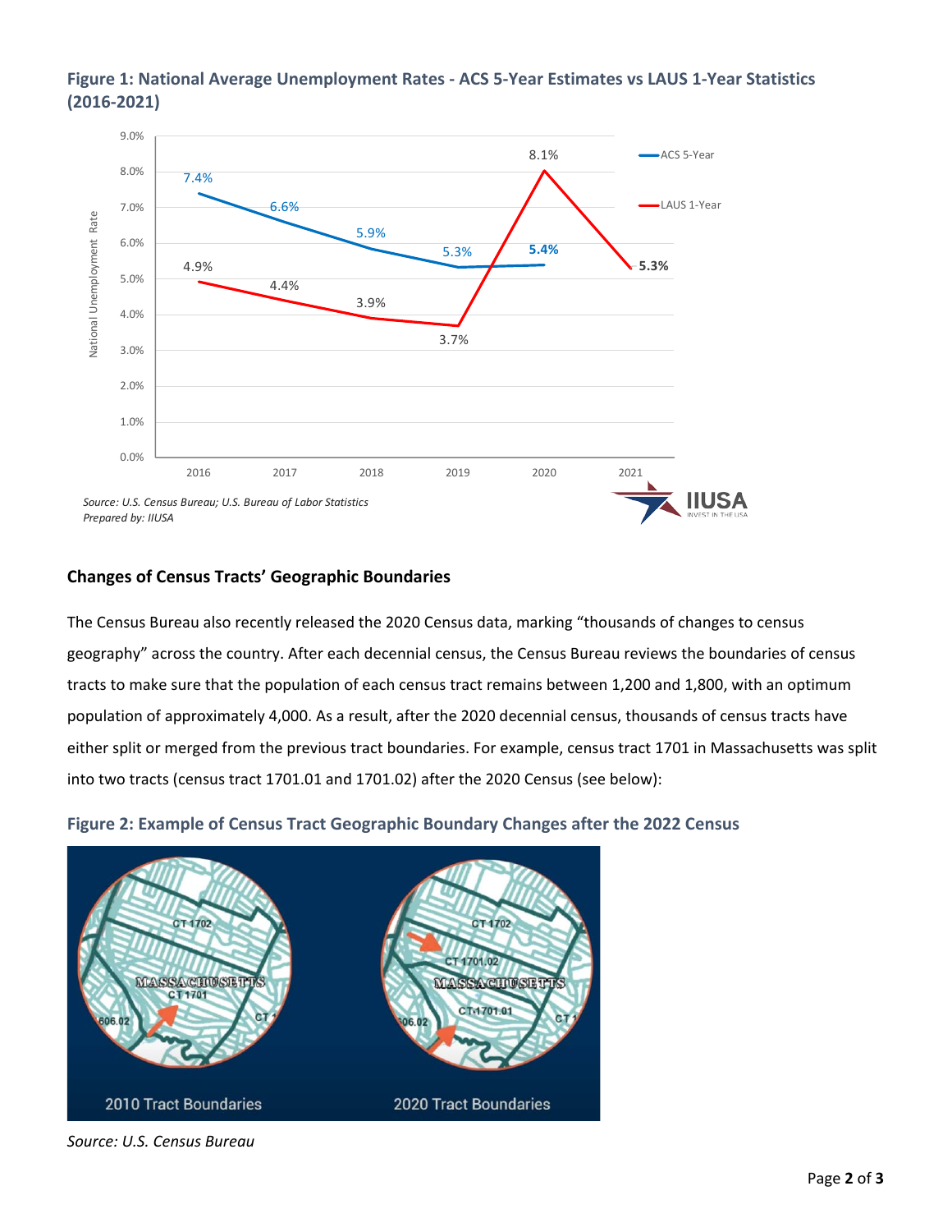**Figure 1: National Average Unemployment Rates - ACS 5-Year Estimates vs LAUS 1-Year Statistics (2016-2021)**

*Source: U.S. Census Bureau; U.S. Bureau of Labor Statistics*
*Prepared by: IIUSA*

## Changes of Census Tracts' Geographic Boundaries

The Census Bureau also recently released the 2020 Census data, marking "thousands of changes to census geography" across the country. After each decennial census, the Census Bureau reviews the boundaries of census tracts to make sure that the population of each census tract remains between 1,200 and 1,800, with an optimum population of approximately 4,000. As a result, after the 2020 decennial census, thousands of census tracts have either split or merged from the previous tract boundaries. For example, census tract 1701 in Massachusetts was split into two tracts (census tract 1701.01 and 1701.02) after the 2020 Census (see below):

**Figure 2: Example of Census Tract Geographic Boundary Changes after the 2022 Census**

*Source: U.S. Census Bureau*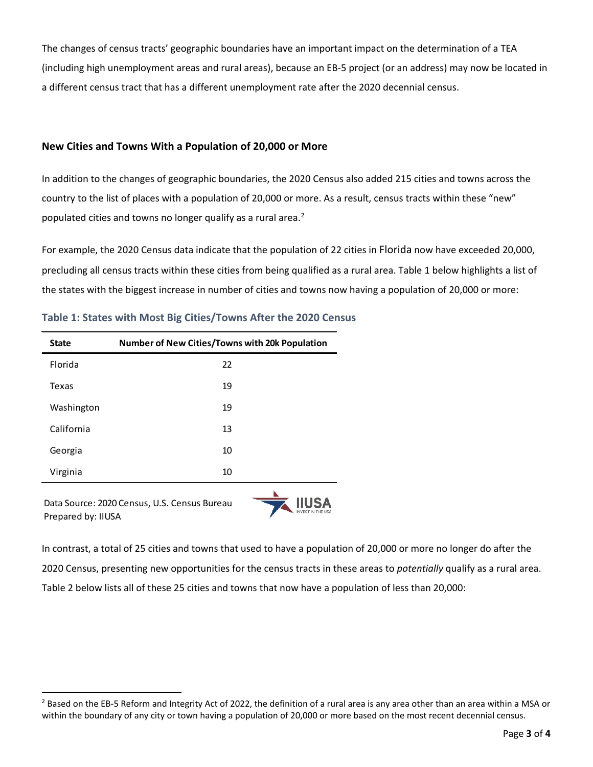The changes of census tracts' geographic boundaries have an important impact on the determination of a TEA (including high unemployment areas and rural areas), because an EB-5 project (or an address) may now be located in a different census tract that has a different unemployment rate after the 2020 decennial census.

### New Cities and Towns With a Population of 20,000 or More

In addition to the changes of geographic boundaries, the 2020 Census also added 215 cities and towns across the country to the list of places with a population of 20,000 or more. As a result, census tracts within these "new" populated cities and towns no longer qualify as a rural area.[2]

For example, the 2020 Census data indicate that the population of 22 cities in Florida now have exceeded 20,000, precluding all census tracts within these cities from being qualified as a rural area. Table 1 below highlights a list of the states with the biggest increase in number of cities and towns now having a population of 20,000 or more:

**Table 1: States with Most Big Cities/Towns After the 2020 Census**

| State | Number of New Cities/Towns with 20k Population |
|---|---|
| Florida | 22 |
| Texas | 19 |
| Washington | 19 |
| California | 13 |
| Georgia | 10 |
| Virginia | 10 |

Data Source: 2020 Census, U.S. Census Bureau
Prepared by: IIUSA

In contrast, a total of 25 cities and towns that used to have a population of 20,000 or more no longer do after the 2020 Census, presenting new opportunities for the census tracts in these areas to *potentially* qualify as a rural area. Table 2 below lists all of these 25 cities and towns that now have a population of less than 20,000:

[2] Based on the EB-5 Reform and Integrity Act of 2022, the definition of a rural area is any area other than an area within a MSA or within the boundary of any city or town having a population of 20,000 or more based on the most recent decennial census.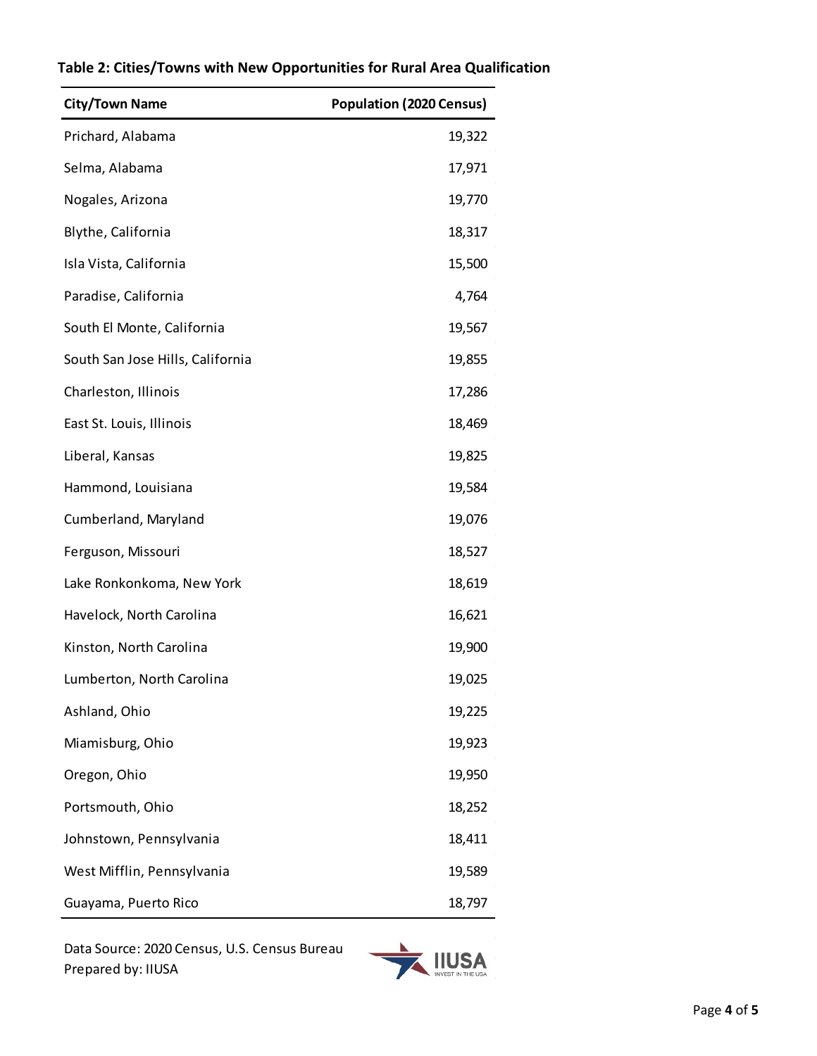**Table 2: Cities/Towns with New Opportunities for Rural Area Qualification**

| City/Town Name | Population (2020 Census) |
| --- | ---: |
| Prichard, Alabama | 19,322 |
| Selma, Alabama | 17,971 |
| Nogales, Arizona | 19,770 |
| Blythe, California | 18,317 |
| Isla Vista, California | 15,500 |
| Paradise, California | 4,764 |
| South El Monte, California | 19,567 |
| South San Jose Hills, California | 19,855 |
| Charleston, Illinois | 17,286 |
| East St. Louis, Illinois | 18,469 |
| Liberal, Kansas | 19,825 |
| Hammond, Louisiana | 19,584 |
| Cumberland, Maryland | 19,076 |
| Ferguson, Missouri | 18,527 |
| Lake Ronkonkoma, New York | 18,619 |
| Havelock, North Carolina | 16,621 |
| Kinston, North Carolina | 19,900 |
| Lumberton, North Carolina | 19,025 |
| Ashland, Ohio | 19,225 |
| Miamisburg, Ohio | 19,923 |
| Oregon, Ohio | 19,950 |
| Portsmouth, Ohio | 18,252 |
| Johnstown, Pennsylvania | 18,411 |
| West Mifflin, Pennsylvania | 19,589 |
| Guayama, Puerto Rico | 18,797 |

Data Source: 2020 Census, U.S. Census Bureau
Prepared by: IIUSA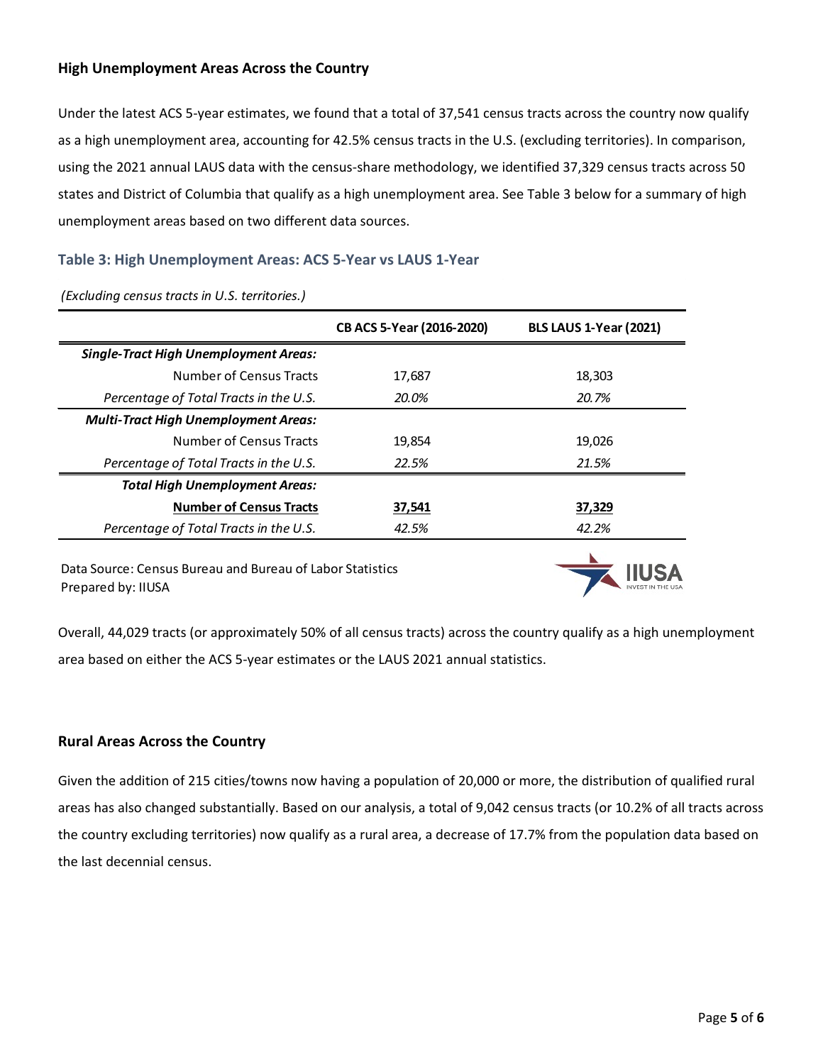## High Unemployment Areas Across the Country

Under the latest ACS 5-year estimates, we found that a total of 37,541 census tracts across the country now qualify as a high unemployment area, accounting for 42.5% census tracts in the U.S. (excluding territories). In comparison, using the 2021 annual LAUS data with the census-share methodology, we identified 37,329 census tracts across 50 states and District of Columbia that qualify as a high unemployment area. See Table 3 below for a summary of high unemployment areas based on two different data sources.

### Table 3: High Unemployment Areas: ACS 5-Year vs LAUS 1-Year

*(Excluding census tracts in U.S. territories.)*

| | CB ACS 5-Year (2016-2020) | BLS LAUS 1-Year (2021) |
|---|---|---|
| ***Single-Tract High Unemployment Areas:*** | | |
| Number of Census Tracts | 17,687 | 18,303 |
| *Percentage of Total Tracts in the U.S.* | *20.0%* | *20.7%* |
| ***Multi-Tract High Unemployment Areas:*** | | |
| Number of Census Tracts | 19,854 | 19,026 |
| *Percentage of Total Tracts in the U.S.* | *22.5%* | *21.5%* |
| ***Total High Unemployment Areas:*** | | |
| **Number of Census Tracts** | **37,541** | **37,329** |
| *Percentage of Total Tracts in the U.S.* | *42.5%* | *42.2%* |

Data Source: Census Bureau and Bureau of Labor Statistics
Prepared by: IIUSA

Overall, 44,029 tracts (or approximately 50% of all census tracts) across the country qualify as a high unemployment area based on either the ACS 5-year estimates or the LAUS 2021 annual statistics.

## Rural Areas Across the Country

Given the addition of 215 cities/towns now having a population of 20,000 or more, the distribution of qualified rural areas has also changed substantially. Based on our analysis, a total of 9,042 census tracts (or 10.2% of all tracts across the country excluding territories) now qualify as a rural area, a decrease of 17.7% from the population data based on the last decennial census.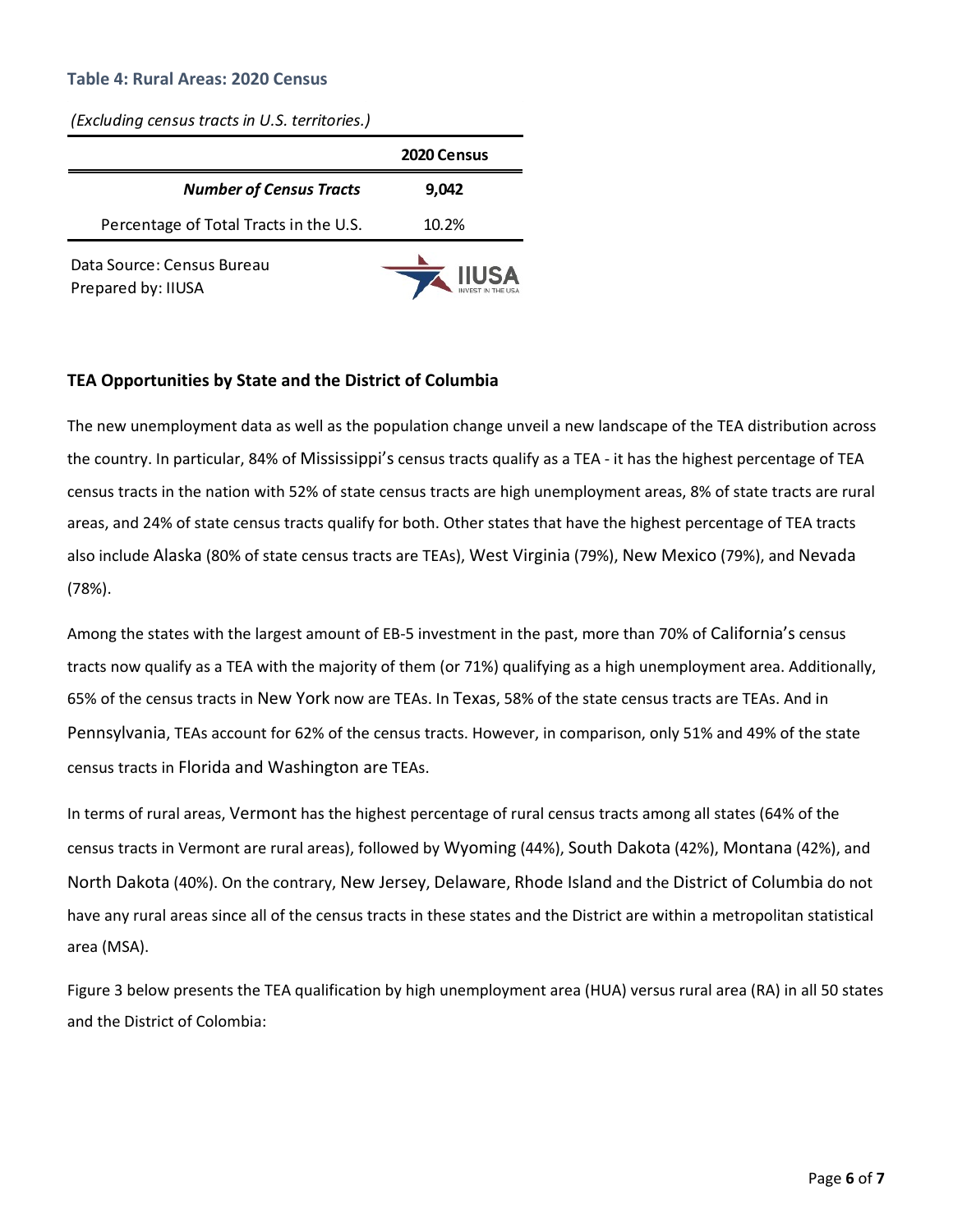### Table 4: Rural Areas: 2020 Census

*(Excluding census tracts in U.S. territories.)*

| | 2020 Census |
|---|---|
| ***Number of Census Tracts*** | **9,042** |
| Percentage of Total Tracts in the U.S. | 10.2% |

Data Source: Census Bureau
Prepared by: IIUSA

## TEA Opportunities by State and the District of Columbia

The new unemployment data as well as the population change unveil a new landscape of the TEA distribution across the country. In particular, 84% of Mississippi's census tracts qualify as a TEA - it has the highest percentage of TEA census tracts in the nation with 52% of state census tracts are high unemployment areas, 8% of state tracts are rural areas, and 24% of state census tracts qualify for both. Other states that have the highest percentage of TEA tracts also include Alaska (80% of state census tracts are TEAs), West Virginia (79%), New Mexico (79%), and Nevada (78%).

Among the states with the largest amount of EB-5 investment in the past, more than 70% of California's census tracts now qualify as a TEA with the majority of them (or 71%) qualifying as a high unemployment area. Additionally, 65% of the census tracts in New York now are TEAs. In Texas, 58% of the state census tracts are TEAs. And in Pennsylvania, TEAs account for 62% of the census tracts. However, in comparison, only 51% and 49% of the state census tracts in Florida and Washington are TEAs.

In terms of rural areas, Vermont has the highest percentage of rural census tracts among all states (64% of the census tracts in Vermont are rural areas), followed by Wyoming (44%), South Dakota (42%), Montana (42%), and North Dakota (40%). On the contrary, New Jersey, Delaware, Rhode Island and the District of Columbia do not have any rural areas since all of the census tracts in these states and the District are within a metropolitan statistical area (MSA).

Figure 3 below presents the TEA qualification by high unemployment area (HUA) versus rural area (RA) in all 50 states and the District of Colombia: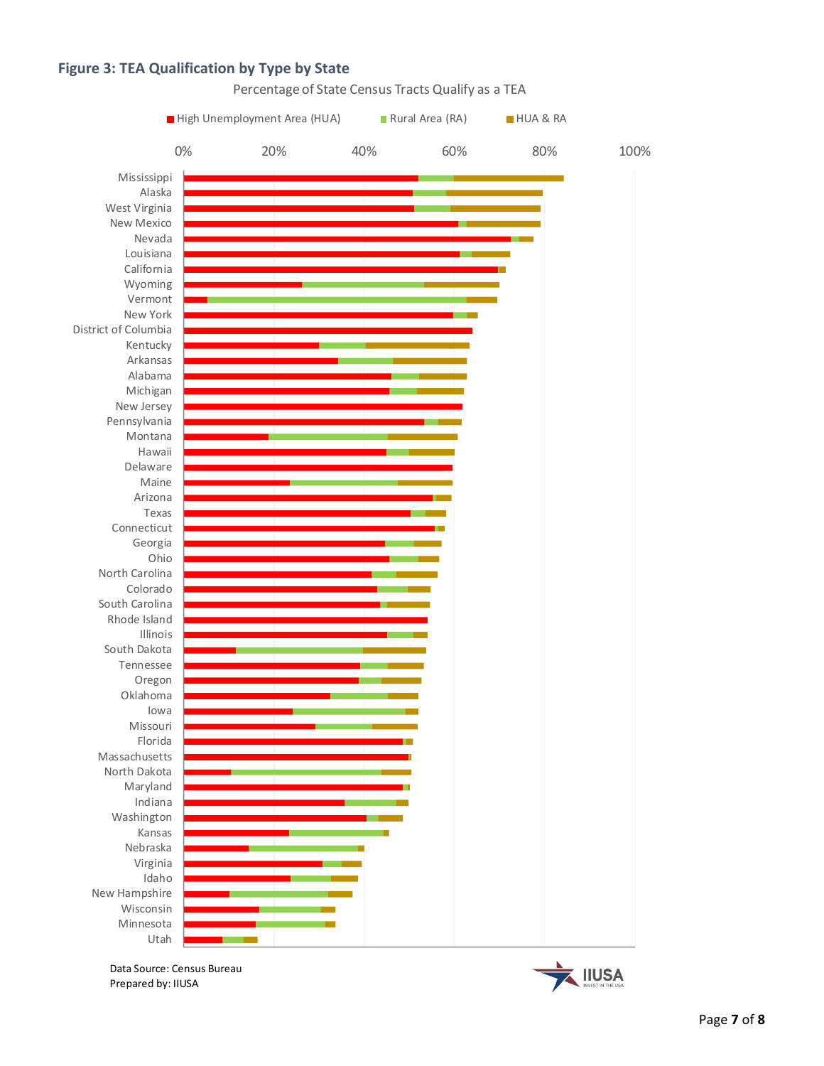## Figure 3: TEA Qualification by Type by State

Percentage of State Census Tracts Qualify as a TEA

High Unemployment Area (HUA) | Rural Area (RA) | HUA & RA

0% 20% 40% 60% 80% 100%

Mississippi
Alaska
West Virginia
New Mexico
Nevada
Louisiana
California
Wyoming
Vermont
New York
District of Columbia
Kentucky
Arkansas
Alabama
Michigan
New Jersey
Pennsylvania
Montana
Hawaii
Delaware
Maine
Arizona
Texas
Connecticut
Georgia
Ohio
North Carolina
Colorado
South Carolina
Rhode Island
Illinois
South Dakota
Tennessee
Oregon
Oklahoma
Iowa
Missouri
Florida
Massachusetts
North Dakota
Maryland
Indiana
Washington
Kansas
Nebraska
Virginia
Idaho
New Hampshire
Wisconsin
Minnesota
Utah

Data Source: Census Bureau
Prepared by: IIUSA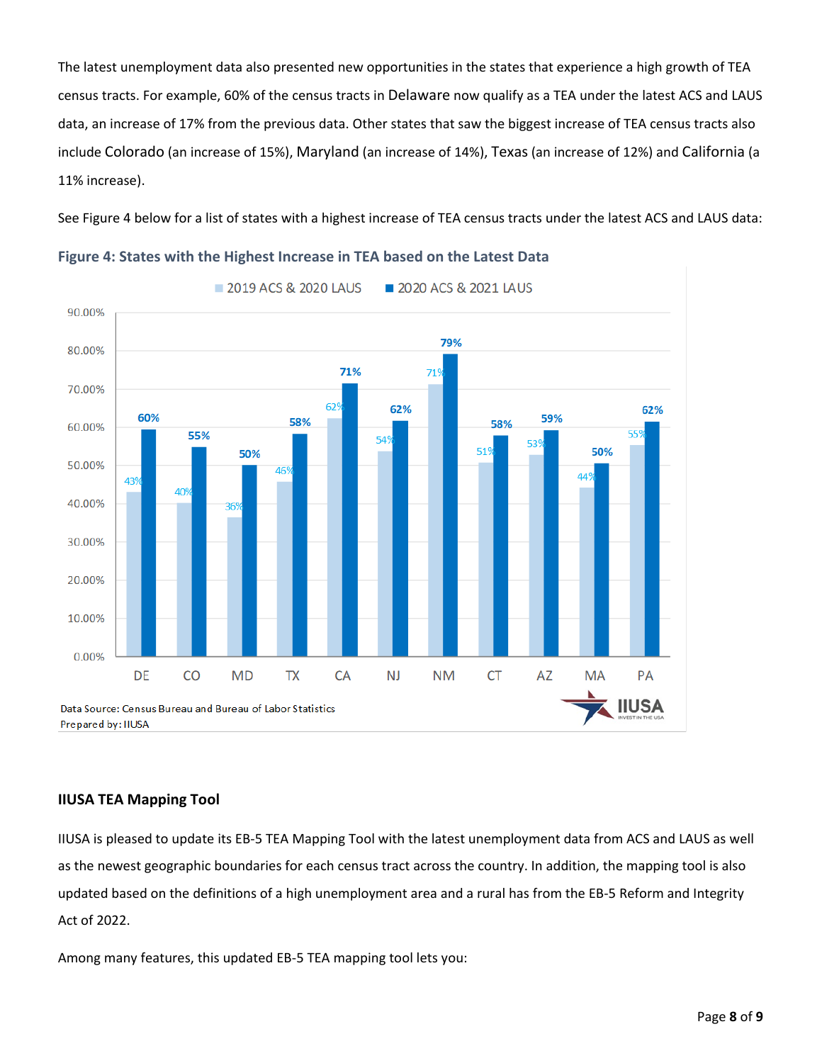The latest unemployment data also presented new opportunities in the states that experience a high growth of TEA census tracts. For example, 60% of the census tracts in Delaware now qualify as a TEA under the latest ACS and LAUS data, an increase of 17% from the previous data. Other states that saw the biggest increase of TEA census tracts also include Colorado (an increase of 15%), Maryland (an increase of 14%), Texas (an increase of 12%) and California (a 11% increase).

See Figure 4 below for a list of states with a highest increase of TEA census tracts under the latest ACS and LAUS data:

**Figure 4: States with the Highest Increase in TEA based on the Latest Data**

| State | 2019 ACS & 2020 LAUS | 2020 ACS & 2021 LAUS |
|---|---|---|
| DE | 43% | 60% |
| CO | 40% | 55% |
| MD | 36% | 50% |
| TX | 46% | 58% |
| CA | 62% | 71% |
| NJ | 54% | 62% |
| NM | 71% | 79% |
| CT | 51% | 58% |
| AZ | 53% | 59% |
| MA | 44% | 50% |
| PA | 55% | 62% |

Data Source: Census Bureau and Bureau of Labor Statistics
Prepared by: IIUSA

## IIUSA TEA Mapping Tool

IIUSA is pleased to update its EB-5 TEA Mapping Tool with the latest unemployment data from ACS and LAUS as well as the newest geographic boundaries for each census tract across the country. In addition, the mapping tool is also updated based on the definitions of a high unemployment area and a rural has from the EB-5 Reform and Integrity Act of 2022.

Among many features, this updated EB-5 TEA mapping tool lets you: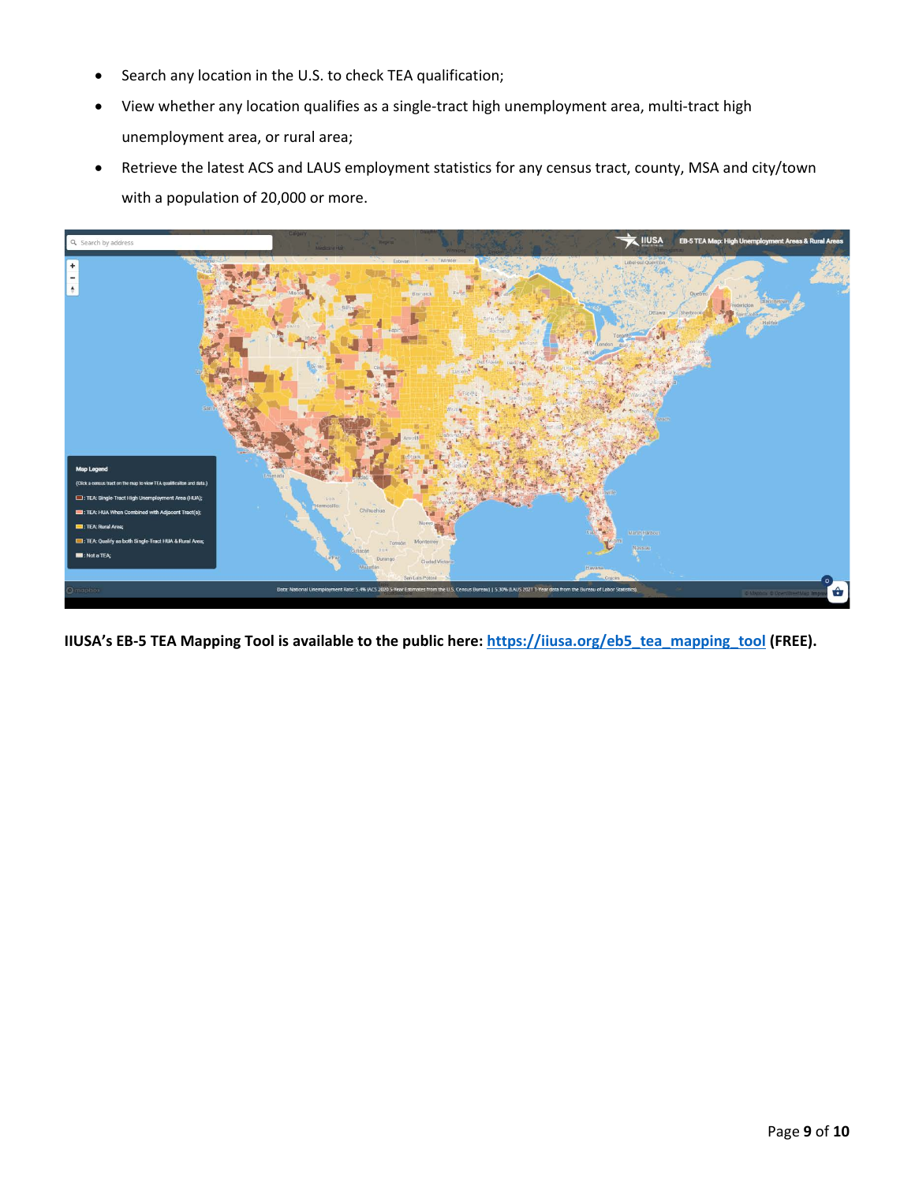- Search any location in the U.S. to check TEA qualification;
- View whether any location qualifies as a single-tract high unemployment area, multi-tract high unemployment area, or rural area;
- Retrieve the latest ACS and LAUS employment statistics for any census tract, county, MSA and city/town with a population of 20,000 or more.

**IIUSA's EB-5 TEA Mapping Tool is available to the public here: [https://iiusa.org/eb5_tea_mapping_tool](https://iiusa.org/eb5_tea_mapping_tool) (FREE).**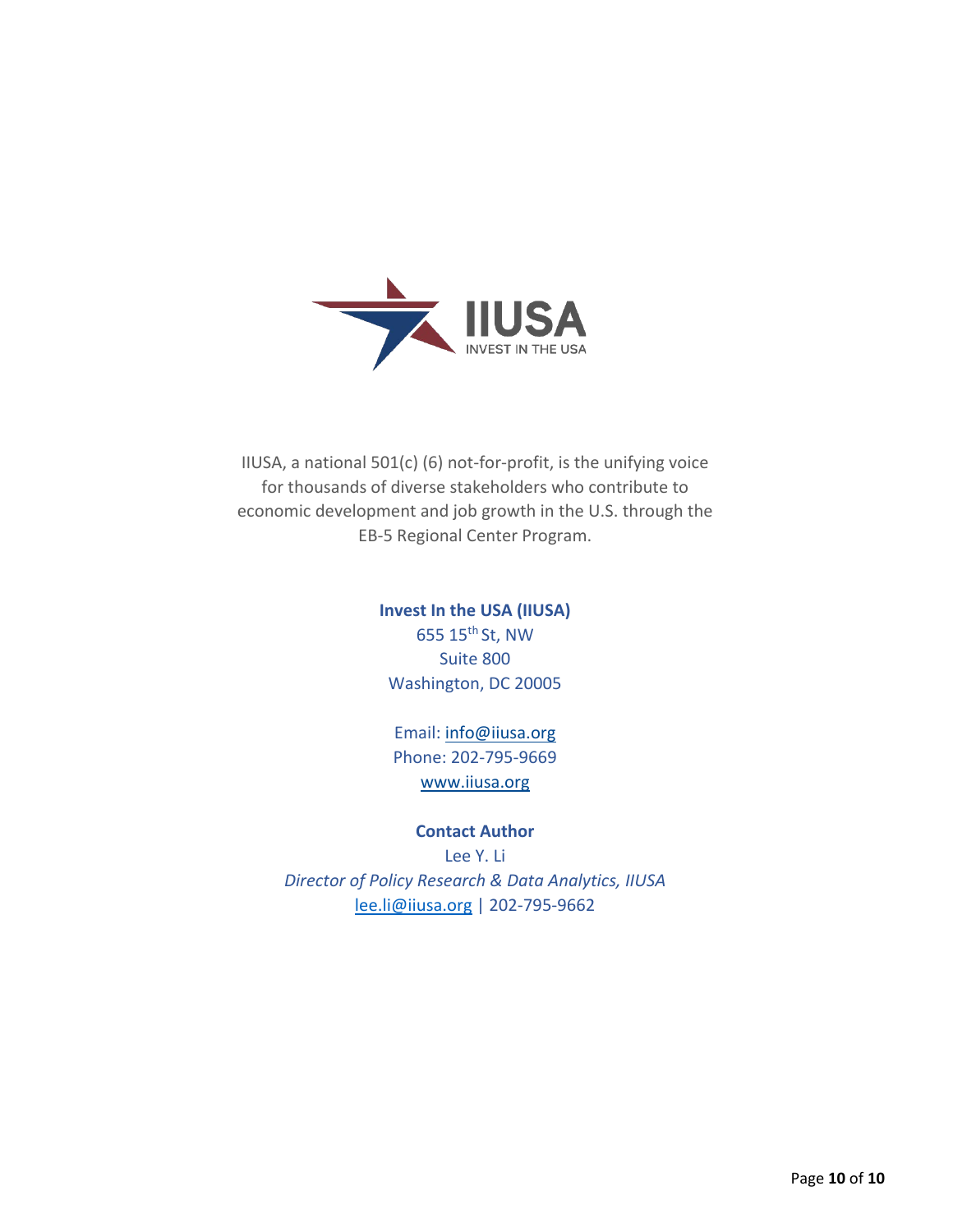IIUSA
INVEST IN THE USA

IIUSA, a national 501(c) (6) not-for-profit, is the unifying voice for thousands of diverse stakeholders who contribute to economic development and job growth in the U.S. through the EB-5 Regional Center Program.

**Invest In the USA (IIUSA)**
655 15th St, NW
Suite 800
Washington, DC 20005

Email: info@iiusa.org
Phone: 202-795-9669
www.iiusa.org

**Contact Author**
Lee Y. Li
*Director of Policy Research & Data Analytics, IIUSA*
lee.li@iiusa.org | 202-795-9662